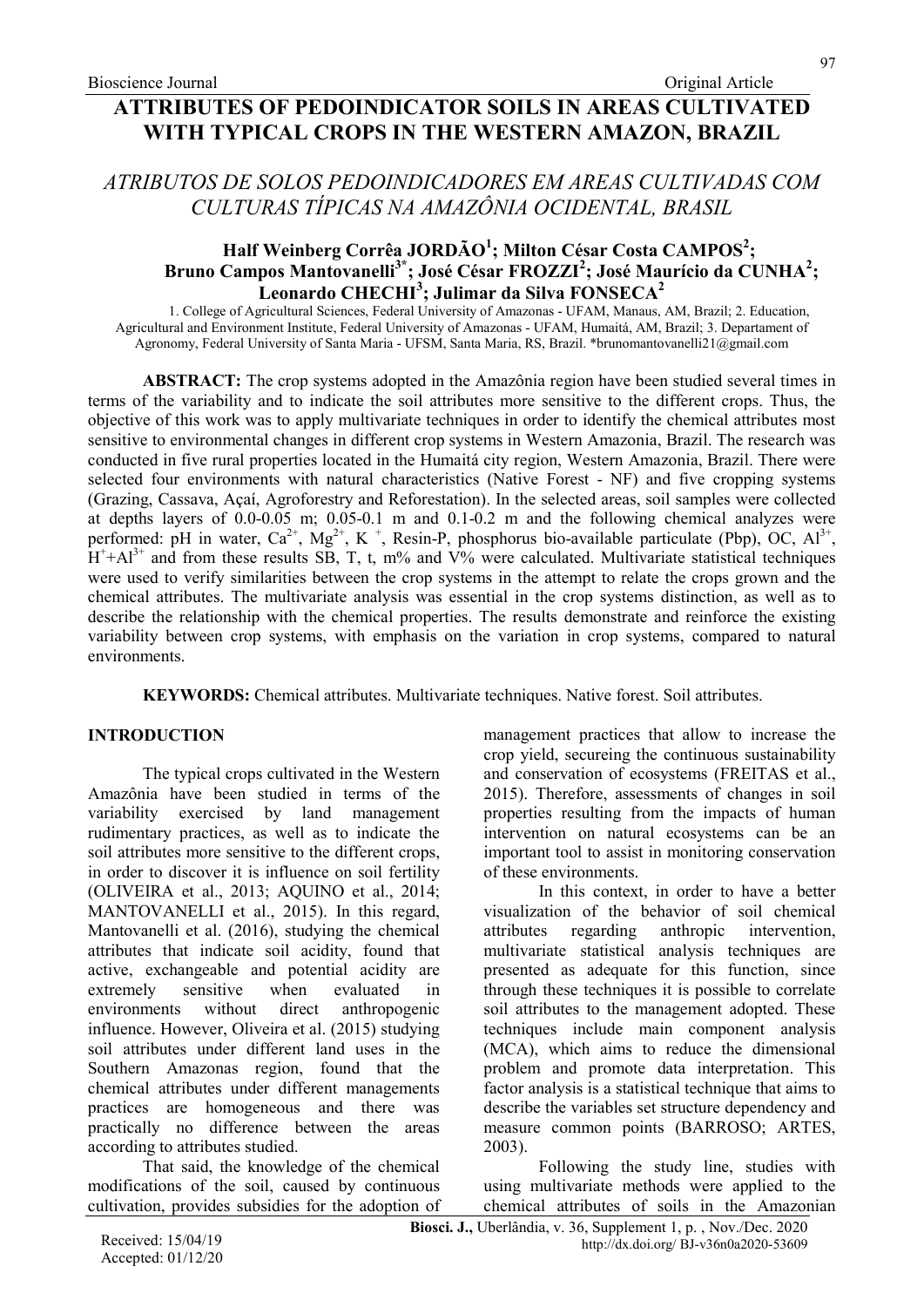Bioscience Journal — Original Article

# ATTRIBUTES OF PEDOINDICATOR SOILS IN AREAS CULTIVATED WITH TYPICAL CROPS IN THE WESTERN AMAZON, BRAZIL

## *ATRIBUTOS DE SOLOS PEDOINDICADORES EM AREAS CULTIVADAS COM CULTURAS TÍPICAS NA AMAZÔNIA OCIDENTAL, BRASIL*

**Half Weinberg Corrêa JORDÃO[1]; Milton César Costa CAMPOS[2]; Bruno Campos Mantovanelli[3*]; José César FROZZI[2]; José Maurício da CUNHA[2]; Leonardo CHECHI[3]; Julimar da Silva FONSECA[2]**

1. College of Agricultural Sciences, Federal University of Amazonas - UFAM, Manaus, AM, Brazil; 2. Education, Agricultural and Environment Institute, Federal University of Amazonas - UFAM, Humaitá, AM, Brazil; 3. Departament of Agronomy, Federal University of Santa Maria - UFSM, Santa Maria, RS, Brazil. *brunomantovanelli21@gmail.com

**ABSTRACT:** The crop systems adopted in the Amazônia region have been studied several times in terms of the variability and to indicate the soil attributes more sensitive to the different crops. Thus, the objective of this work was to apply multivariate techniques in order to identify the chemical attributes most sensitive to environmental changes in different crop systems in Western Amazonia, Brazil. The research was conducted in five rural properties located in the Humaitá city region, Western Amazonia, Brazil. There were selected four environments with natural characteristics (Native Forest - NF) and five cropping systems (Grazing, Cassava, Açaí, Agroforestry and Reforestation). In the selected areas, soil samples were collected at depths layers of 0.0-0.05 m; 0.05-0.1 m and 0.1-0.2 m and the following chemical analyzes were performed: pH in water, $Ca^{2+}$, $Mg^{2+}$, $K^{+}$, Resin-P, phosphorus bio-available particulate (Pbp), OC, $Al^{3+}$, $H^{+}+Al^{3+}$ and from these results SB, T, t, m% and V% were calculated. Multivariate statistical techniques were used to verify similarities between the crop systems in the attempt to relate the crops grown and the chemical attributes. The multivariate analysis was essential in the crop systems distinction, as well as to describe the relationship with the chemical properties. The results demonstrate and reinforce the existing variability between crop systems, with emphasis on the variation in crop systems, compared to natural environments.

**KEYWORDS:** Chemical attributes. Multivariate techniques. Native forest. Soil attributes.

## INTRODUCTION

The typical crops cultivated in the Western Amazônia have been studied in terms of the variability exercised by land management rudimentary practices, as well as to indicate the soil attributes more sensitive to the different crops, in order to discover it is influence on soil fertility (OLIVEIRA et al., 2013; AQUINO et al., 2014; MANTOVANELLI et al., 2015). In this regard, Mantovanelli et al. (2016), studying the chemical attributes that indicate soil acidity, found that active, exchangeable and potential acidity are extremely sensitive when evaluated in environments without direct anthropogenic influence. However, Oliveira et al. (2015) studying soil attributes under different land uses in the Southern Amazonas region, found that the chemical attributes under different managements practices are homogeneous and there was practically no difference between the areas according to attributes studied.

That said, the knowledge of the chemical modifications of the soil, caused by continuous cultivation, provides subsidies for the adoption of management practices that allow to increase the crop yield, secureing the continuous sustainability and conservation of ecosystems (FREITAS et al., 2015). Therefore, assessments of changes in soil properties resulting from the impacts of human intervention on natural ecosystems can be an important tool to assist in monitoring conservation of these environments.

In this context, in order to have a better visualization of the behavior of soil chemical attributes regarding anthropic intervention, multivariate statistical analysis techniques are presented as adequate for this function, since through these techniques it is possible to correlate soil attributes to the management adopted. These techniques include main component analysis (MCA), which aims to reduce the dimensional problem and promote data interpretation. This factor analysis is a statistical technique that aims to describe the variables set structure dependency and measure common points (BARROSO; ARTES, 2003).

Following the study line, studies with using multivariate methods were applied to the chemical attributes of soils in the Amazonian

Received: 15/04/19
Accepted: 01/12/20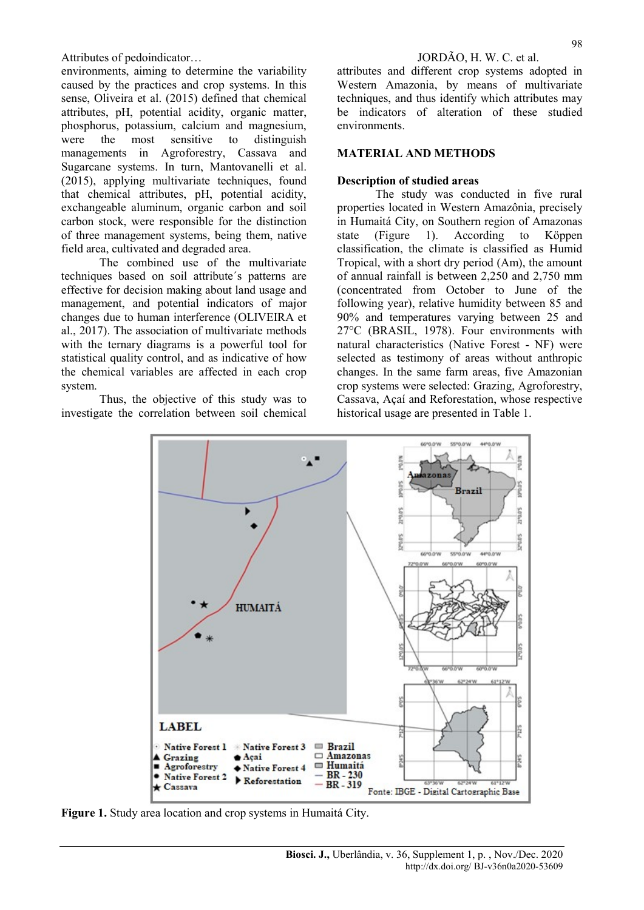environments, aiming to determine the variability caused by the practices and crop systems. In this sense, Oliveira et al. (2015) defined that chemical attributes, pH, potential acidity, organic matter, phosphorus, potassium, calcium and magnesium, were the most sensitive to distinguish managements in Agroforestry, Cassava and Sugarcane systems. In turn, Mantovanelli et al. (2015), applying multivariate techniques, found that chemical attributes, pH, potential acidity, exchangeable aluminum, organic carbon and soil carbon stock, were responsible for the distinction of three management systems, being them, native field area, cultivated and degraded area.

The combined use of the multivariate techniques based on soil attribute´s patterns are effective for decision making about land usage and management, and potential indicators of major changes due to human interference (OLIVEIRA et al., 2017). The association of multivariate methods with the ternary diagrams is a powerful tool for statistical quality control, and as indicative of how the chemical variables are affected in each crop system.

Thus, the objective of this study was to investigate the correlation between soil chemical attributes and different crop systems adopted in Western Amazonia, by means of multivariate techniques, and thus identify which attributes may be indicators of alteration of these studied environments.

## MATERIAL AND METHODS

### Description of studied areas

The study was conducted in five rural properties located in Western Amazônia, precisely in Humaitá City, on Southern region of Amazonas state (Figure 1). According to Köppen classification, the climate is classified as Humid Tropical, with a short dry period (Am), the amount of annual rainfall is between 2,250 and 2,750 mm (concentrated from October to June of the following year), relative humidity between 85 and 90% and temperatures varying between 25 and 27°C (BRASIL, 1978). Four environments with natural characteristics (Native Forest - NF) were selected as testimony of areas without anthropic changes. In the same farm areas, five Amazonian crop systems were selected: Grazing, Agroforestry, Cassava, Açaí and Reforestation, whose respective historical usage are presented in Table 1.

**Figure 1.** Study area location and crop systems in Humaitá City.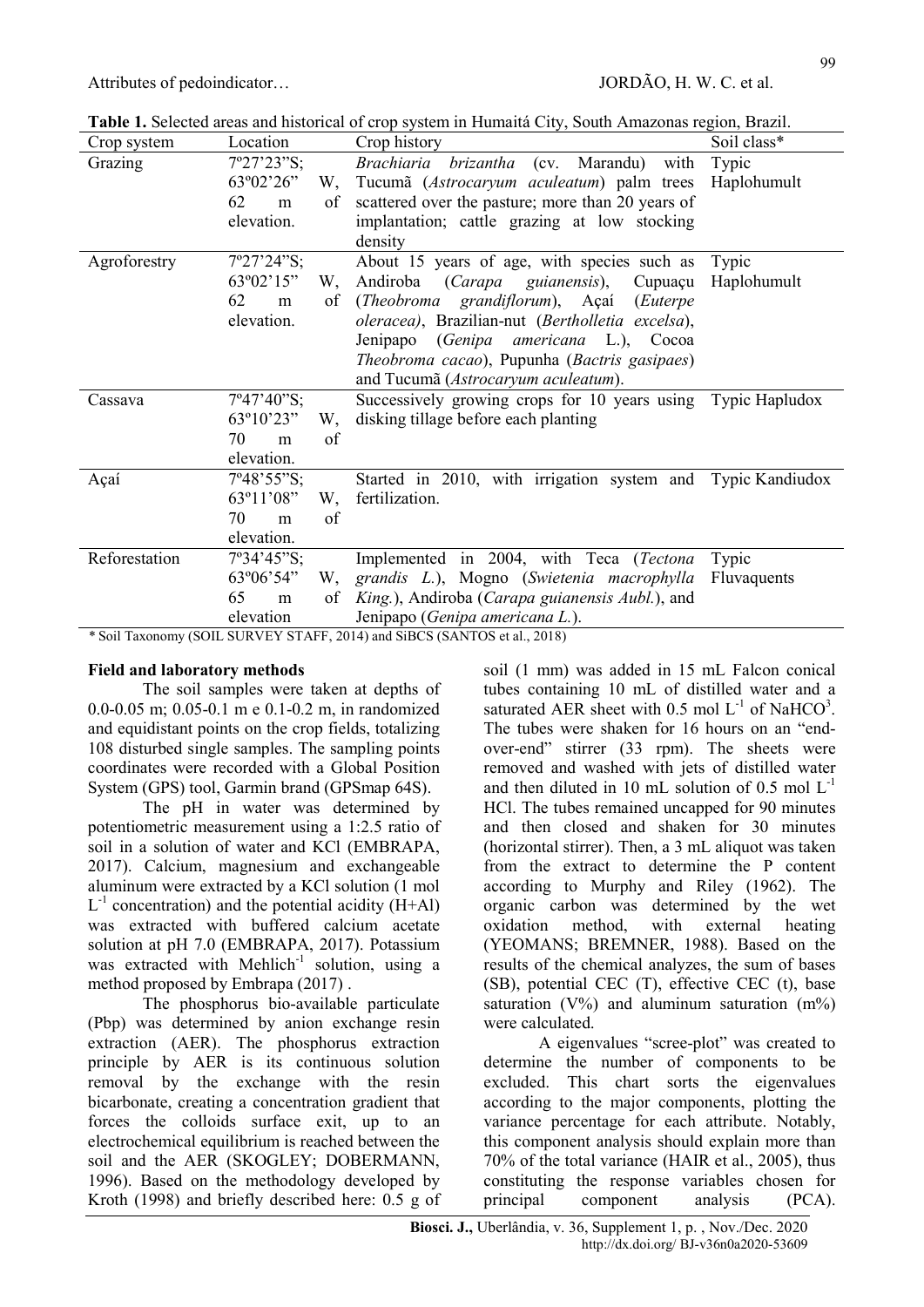**Table 1.** Selected areas and historical of crop system in Humaitá City, South Amazonas region, Brazil.

| Crop system | Location | Crop history | Soil class* |
|---|---|---|---|
| Grazing | 7º27'23"S; 63º02'26" W, 62 m of elevation. | *Brachiaria brizantha* (cv. Marandu) with Tucumã (*Astrocaryum aculeatum*) palm trees scattered over the pasture; more than 20 years of implantation; cattle grazing at low stocking density | Typic Haplohumult |
| Agroforestry | 7º27'24"S; 63º02'15" W, 62 m of elevation. | About 15 years of age, with species such as Andiroba (*Carapa guianensis*), Cupuaçu (*Theobroma grandiflorum*), Açaí (*Euterpe oleracea*), Brazilian-nut (*Bertholletia excelsa*), Jenipapo (*Genipa americana* L.), Cocoa *Theobroma cacao*), Pupunha (*Bactris gasipaes*) and Tucumã (*Astrocaryum aculeatum*). | Typic Haplohumult |
| Cassava | 7º47'40"S; 63º10'23" W, 70 m of elevation. | Successively growing crops for 10 years using disking tillage before each planting | Typic Hapludox |
| Açaí | 7º48'55"S; 63º11'08" W, 70 m of elevation. | Started in 2010, with irrigation system and fertilization. | Typic Kandiudox |
| Reforestation | 7º34'45"S; 63º06'54" W, 65 m of elevation | Implemented in 2004, with Teca (*Tectona grandis L.*), Mogno (*Swietenia macrophylla King.*), Andiroba (*Carapa guianensis Aubl.*), and Jenipapo (*Genipa americana L.*). | Typic Fluvaquents |

\* Soil Taxonomy (SOIL SURVEY STAFF, 2014) and SiBCS (SANTOS et al., 2018)

**Field and laboratory methods**

The soil samples were taken at depths of 0.0-0.05 m; 0.05-0.1 m e 0.1-0.2 m, in randomized and equidistant points on the crop fields, totalizing 108 disturbed single samples. The sampling points coordinates were recorded with a Global Position System (GPS) tool, Garmin brand (GPSmap 64S).

The pH in water was determined by potentiometric measurement using a 1:2.5 ratio of soil in a solution of water and KCl (EMBRAPA, 2017). Calcium, magnesium and exchangeable aluminum were extracted by a KCl solution (1 mol $L^{-1}$ concentration) and the potential acidity (H+Al) was extracted with buffered calcium acetate solution at pH 7.0 (EMBRAPA, 2017). Potassium was extracted with Mehlich$^{-1}$ solution, using a method proposed by Embrapa (2017) .

The phosphorus bio-available particulate (Pbp) was determined by anion exchange resin extraction (AER). The phosphorus extraction principle by AER is its continuous solution removal by the exchange with the resin bicarbonate, creating a concentration gradient that forces the colloids surface exit, up to an electrochemical equilibrium is reached between the soil and the AER (SKOGLEY; DOBERMANN, 1996). Based on the methodology developed by Kroth (1998) and briefly described here: 0.5 g of soil (1 mm) was added in 15 mL Falcon conical tubes containing 10 mL of distilled water and a saturated AER sheet with 0.5 mol $L^{-1}$ of $NaHCO^3$. The tubes were shaken for 16 hours on an "end-over-end" stirrer (33 rpm). The sheets were removed and washed with jets of distilled water and then diluted in 10 mL solution of 0.5 mol $L^{-1}$ HCl. The tubes remained uncapped for 90 minutes and then closed and shaken for 30 minutes (horizontal stirrer). Then, a 3 mL aliquot was taken from the extract to determine the P content according to Murphy and Riley (1962). The organic carbon was determined by the wet oxidation method, with external heating (YEOMANS; BREMNER, 1988). Based on the results of the chemical analyzes, the sum of bases (SB), potential CEC (T), effective CEC (t), base saturation (V%) and aluminum saturation (m%) were calculated.

A eigenvalues "scree-plot" was created to determine the number of components to be excluded. This chart sorts the eigenvalues according to the major components, plotting the variance percentage for each attribute. Notably, this component analysis should explain more than 70% of the total variance (HAIR et al., 2005), thus constituting the response variables chosen for principal component analysis (PCA).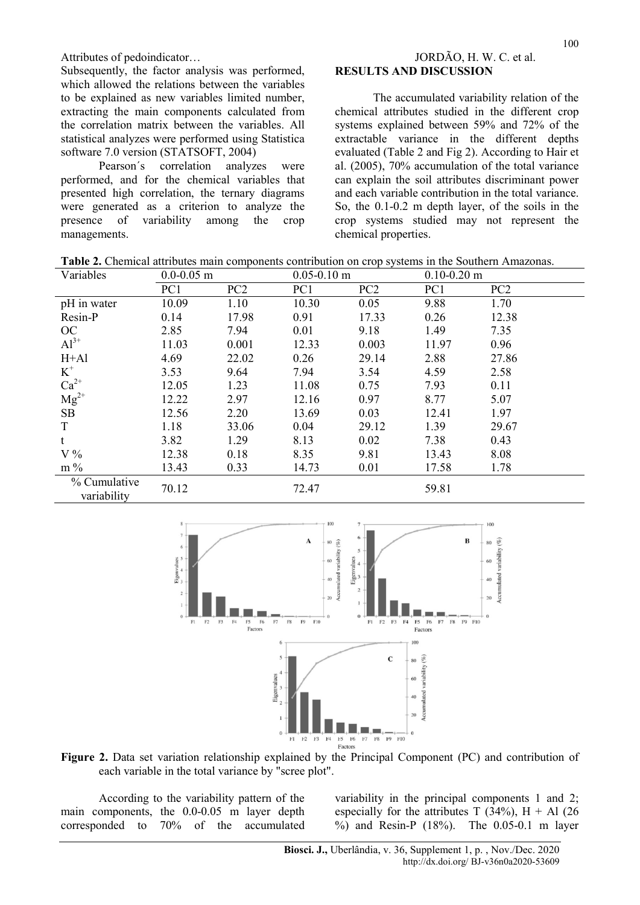Subsequently, the factor analysis was performed, which allowed the relations between the variables to be explained as new variables limited number, extracting the main components calculated from the correlation matrix between the variables. All statistical analyzes were performed using Statistica software 7.0 version (STATSOFT, 2004)

Pearson´s correlation analyzes were performed, and for the chemical variables that presented high correlation, the ternary diagrams were generated as a criterion to analyze the presence of variability among the crop managements.

## RESULTS AND DISCUSSION

The accumulated variability relation of the chemical attributes studied in the different crop systems explained between 59% and 72% of the extractable variance in the different depths evaluated (Table 2 and Fig 2). According to Hair et al. (2005), 70% accumulation of the total variance can explain the soil attributes discriminant power and each variable contribution in the total variance. So, the 0.1-0.2 m depth layer, of the soils in the crop systems studied may not represent the chemical properties.

**Table 2.** Chemical attributes main components contribution on crop systems in the Southern Amazonas.

| Variables | 0.0-0.05 m | | 0.05-0.10 m | | 0.10-0.20 m | |
|---|---|---|---|---|---|---|
| | PC1 | PC2 | PC1 | PC2 | PC1 | PC2 |
| pH in water | 10.09 | 1.10 | 10.30 | 0.05 | 9.88 | 1.70 |
| Resin-P | 0.14 | 17.98 | 0.91 | 17.33 | 0.26 | 12.38 |
| OC | 2.85 | 7.94 | 0.01 | 9.18 | 1.49 | 7.35 |
| $Al^{3+}$ | 11.03 | 0.001 | 12.33 | 0.003 | 11.97 | 0.96 |
| H+Al | 4.69 | 22.02 | 0.26 | 29.14 | 2.88 | 27.86 |
| $K^{+}$ | 3.53 | 9.64 | 7.94 | 3.54 | 4.59 | 2.58 |
| $Ca^{2+}$ | 12.05 | 1.23 | 11.08 | 0.75 | 7.93 | 0.11 |
| $Mg^{2+}$ | 12.22 | 2.97 | 12.16 | 0.97 | 8.77 | 5.07 |
| SB | 12.56 | 2.20 | 13.69 | 0.03 | 12.41 | 1.97 |
| T | 1.18 | 33.06 | 0.04 | 29.12 | 1.39 | 29.67 |
| t | 3.82 | 1.29 | 8.13 | 0.02 | 7.38 | 0.43 |
| V % | 12.38 | 0.18 | 8.35 | 9.81 | 13.43 | 8.08 |
| m % | 13.43 | 0.33 | 14.73 | 0.01 | 17.58 | 1.78 |
| % Cumulative variability | 70.12 | | 72.47 | | 59.81 | |

**Figure 2.** Data set variation relationship explained by the Principal Component (PC) and contribution of each variable in the total variance by "scree plot".

According to the variability pattern of the main components, the 0.0-0.05 m layer depth corresponded to 70% of the accumulated variability in the principal components 1 and 2; especially for the attributes T (34%), H + Al (26 %) and Resin-P (18%). The 0.05-0.1 m layer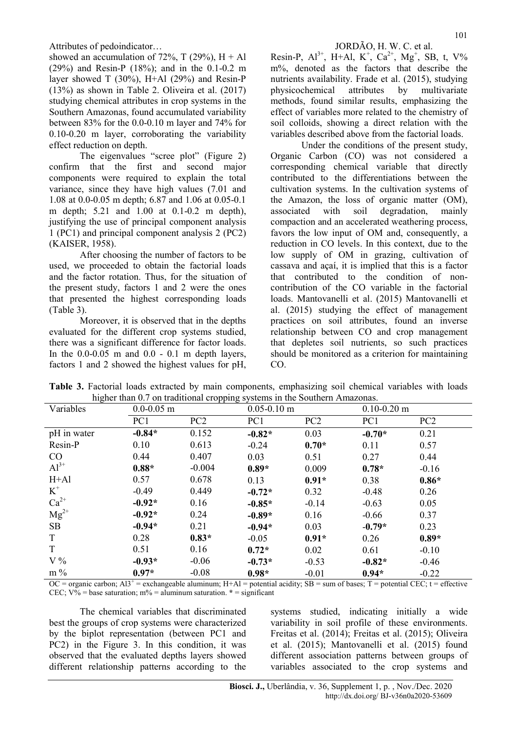showed an accumulation of 72%, T (29%), H + Al (29%) and Resin-P (18%); and in the 0.1-0.2 m layer showed T (30%), H+Al (29%) and Resin-P (13%) as shown in Table 2. Oliveira et al. (2017) studying chemical attributes in crop systems in the Southern Amazonas, found accumulated variability between 83% for the 0.0-0.10 m layer and 74% for 0.10-0.20 m layer, corroborating the variability effect reduction on depth.

The eigenvalues "scree plot" (Figure 2) confirm that the first and second major components were required to explain the total variance, since they have high values (7.01 and 1.08 at 0.0-0.05 m depth; 6.87 and 1.06 at 0.05-0.1 m depth; 5.21 and 1.00 at 0.1-0.2 m depth), justifying the use of principal component analysis 1 (PC1) and principal component analysis 2 (PC2) (KAISER, 1958).

After choosing the number of factors to be used, we proceeded to obtain the factorial loads and the factor rotation. Thus, for the situation of the present study, factors 1 and 2 were the ones that presented the highest corresponding loads (Table 3).

Moreover, it is observed that in the depths evaluated for the different crop systems studied, there was a significant difference for factor loads. In the 0.0-0.05 m and 0.0 - 0.1 m depth layers, factors 1 and 2 showed the highest values for pH, Resin-P, $Al^{3+}$, H+Al, $K^+$, $Ca^{2+}$, $Mg^+$, SB, t, V% m%, denoted as the factors that describe the nutrients availability. Frade et al. (2015), studying physicochemical attributes by multivariate methods, found similar results, emphasizing the effect of variables more related to the chemistry of soil colloids, showing a direct relation with the variables described above from the factorial loads.

Under the conditions of the present study, Organic Carbon (CO) was not considered a corresponding chemical variable that directly contributed to the differentiations between the cultivation systems. In the cultivation systems of the Amazon, the loss of organic matter (OM), associated with soil degradation, mainly compaction and an accelerated weathering process, favors the low input of OM and, consequently, a reduction in CO levels. In this context, due to the low supply of OM in grazing, cultivation of cassava and açaí, it is implied that this is a factor that contributed to the condition of non-contribution of the CO variable in the factorial loads. Mantovanelli et al. (2015) Mantovanelli et al. (2015) studying the effect of management practices on soil attributes, found an inverse relationship between CO and crop management that depletes soil nutrients, so such practices should be monitored as a criterion for maintaining CO.

**Table 3.** Factorial loads extracted by main components, emphasizing soil chemical variables with loads higher than 0.7 on traditional cropping systems in the Southern Amazonas.

| Variables | 0.0-0.05 m | | 0.05-0.10 m | | 0.10-0.20 m | |
|---|---|---|---|---|---|---|
| | PC1 | PC2 | PC1 | PC2 | PC1 | PC2 |
| pH in water | **-0.84*** | 0.152 | **-0.82*** | 0.03 | **-0.70*** | 0.21 |
| Resin-P | 0.10 | 0.613 | -0.24 | **0.70*** | 0.11 | 0.57 |
| CO | 0.44 | 0.407 | 0.03 | 0.51 | 0.27 | 0.44 |
| $Al^{3+}$ | **0.88*** | -0.004 | **0.89*** | 0.009 | **0.78*** | -0.16 |
| H+Al | 0.57 | 0.678 | 0.13 | **0.91*** | 0.38 | **0.86*** |
| $K^+$ | -0.49 | 0.449 | **-0.72*** | 0.32 | -0.48 | 0.26 |
| $Ca^{2+}$ | **-0.92*** | 0.16 | **-0.85*** | -0.14 | -0.63 | 0.05 |
| $Mg^{2+}$ | **-0.92*** | 0.24 | **-0.89*** | 0.16 | -0.66 | 0.37 |
| SB | **-0.94*** | 0.21 | **-0.94*** | 0.03 | **-0.79*** | 0.23 |
| T | 0.28 | **0.83*** | -0.05 | **0.91*** | 0.26 | **0.89*** |
| T | 0.51 | 0.16 | **0.72*** | 0.02 | 0.61 | -0.10 |
| V % | **-0.93*** | -0.06 | **-0.73*** | -0.53 | **-0.82*** | -0.46 |
| m % | **0.97*** | -0.08 | **0.98*** | -0.01 | **0.94*** | -0.22 |

OC = organic carbon; Al3$^+$ = exchangeable aluminum; H+Al = potential acidity; SB = sum of bases; T = potential CEC; t = effective CEC; V% = base saturation; m% = aluminum saturation. * = significant

The chemical variables that discriminated best the groups of crop systems were characterized by the biplot representation (between PC1 and PC2) in the Figure 3. In this condition, it was observed that the evaluated depths layers showed different relationship patterns according to the systems studied, indicating initially a wide variability in soil profile of these environments. Freitas et al. (2014); Freitas et al. (2015); Oliveira et al. (2015); Mantovanelli et al. (2015) found different association patterns between groups of variables associated to the crop systems and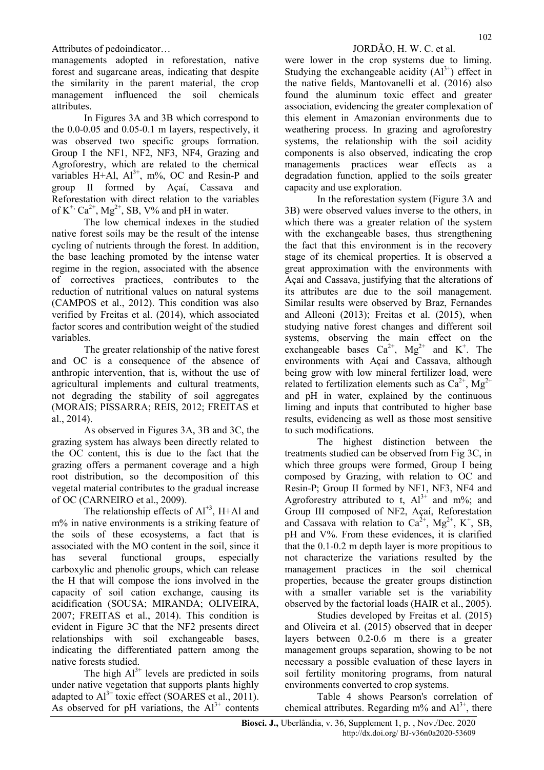managements adopted in reforestation, native forest and sugarcane areas, indicating that despite the similarity in the parent material, the crop management influenced the soil chemicals attributes.

In Figures 3A and 3B which correspond to the 0.0-0.05 and 0.05-0.1 m layers, respectively, it was observed two specific groups formation. Group I the NF1, NF2, NF3, NF4, Grazing and Agroforestry, which are related to the chemical variables H+Al, $Al^{3+}$, m%, OC and Resin-P and group II formed by Açaí, Cassava and Reforestation with direct relation to the variables of $K^{+,}$ $Ca^{2+}$, $Mg^{2+}$, SB, V% and pH in water.

The low chemical indexes in the studied native forest soils may be the result of the intense cycling of nutrients through the forest. In addition, the base leaching promoted by the intense water regime in the region, associated with the absence of correctives practices, contributes to the reduction of nutritional values on natural systems (CAMPOS et al., 2012). This condition was also verified by Freitas et al. (2014), which associated factor scores and contribution weight of the studied variables.

The greater relationship of the native forest and OC is a consequence of the absence of anthropic intervention, that is, without the use of agricultural implements and cultural treatments, not degrading the stability of soil aggregates (MORAIS; PISSARRA; REIS, 2012; FREITAS et al., 2014).

As observed in Figures 3A, 3B and 3C, the grazing system has always been directly related to the OC content, this is due to the fact that the grazing offers a permanent coverage and a high root distribution, so the decomposition of this vegetal material contributes to the gradual increase of OC (CARNEIRO et al., 2009).

The relationship effects of $Al^{+3}$, H+Al and m% in native environments is a striking feature of the soils of these ecosystems, a fact that is associated with the MO content in the soil, since it has several functional groups, especially carboxylic and phenolic groups, which can release the H that will compose the ions involved in the capacity of soil cation exchange, causing its acidification (SOUSA; MIRANDA; OLIVEIRA, 2007; FREITAS et al., 2014). This condition is evident in Figure 3C that the NF2 presents direct relationships with soil exchangeable bases, indicating the differentiated pattern among the native forests studied.

The high $Al^{3+}$ levels are predicted in soils under native vegetation that supports plants highly adapted to $Al^{3+}$ toxic effect (SOARES et al., 2011). As observed for pH variations, the $Al^{3+}$ contents were lower in the crop systems due to liming. Studying the exchangeable acidity ($Al^{3+}$) effect in the native fields, Mantovanelli et al. (2016) also found the aluminum toxic effect and greater association, evidencing the greater complexation of this element in Amazonian environments due to weathering process. In grazing and agroforestry systems, the relationship with the soil acidity components is also observed, indicating the crop managements practices wear effects as a degradation function, applied to the soils greater capacity and use exploration.

In the reforestation system (Figure 3A and 3B) were observed values inverse to the others, in which there was a greater relation of the system with the exchangeable bases, thus strengthening the fact that this environment is in the recovery stage of its chemical properties. It is observed a great approximation with the environments with Açaí and Cassava, justifying that the alterations of its attributes are due to the soil management. Similar results were observed by Braz, Fernandes and Alleoni (2013); Freitas et al. (2015), when studying native forest changes and different soil systems, observing the main effect on the exchangeable bases $Ca^{2+}$, $Mg^{2+}$ and $K^{+}$. The environments with Açaí and Cassava, although being grow with low mineral fertilizer load, were related to fertilization elements such as $Ca^{2+}$, $Mg^{2+}$ and pH in water, explained by the continuous liming and inputs that contributed to higher base results, evidencing as well as those most sensitive to such modifications.

The highest distinction between the treatments studied can be observed from Fig 3C, in which three groups were formed, Group I being composed by Grazing, with relation to OC and Resin-P; Group II formed by NF1, NF3, NF4 and Agroforestry attributed to t, $Al^{3+}$ and m%; and Group III composed of NF2, Açaí, Reforestation and Cassava with relation to $Ca^{2+}$, $Mg^{2+}$, $K^{+}$, SB, pH and V%. From these evidences, it is clarified that the 0.1-0.2 m depth layer is more propitious to not characterize the variations resulted by the management practices in the soil chemical properties, because the greater groups distinction with a smaller variable set is the variability observed by the factorial loads (HAIR et al., 2005).

Studies developed by Freitas et al. (2015) and Oliveira et al. (2015) observed that in deeper layers between 0.2-0.6 m there is a greater management groups separation, showing to be not necessary a possible evaluation of these layers in soil fertility monitoring programs, from natural environments converted to crop systems.

Table 4 shows Pearson's correlation of chemical attributes. Regarding m% and $Al^{3+}$, there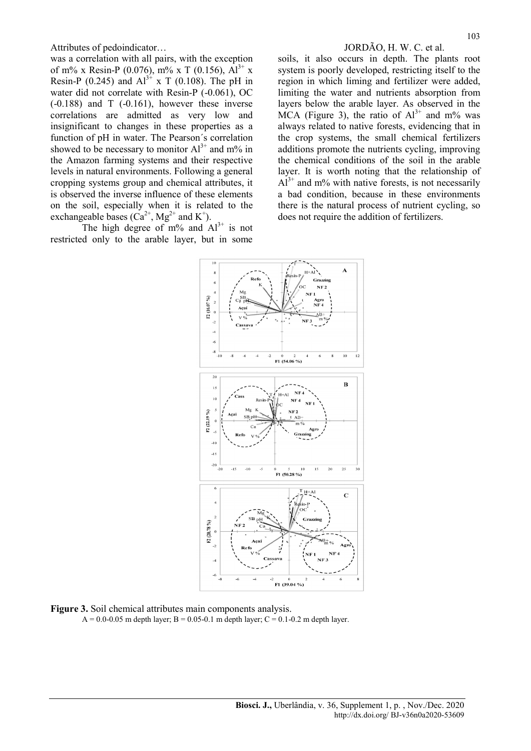was a correlation with all pairs, with the exception of m% x Resin-P (0.076), m% x T (0.156), $Al^{3+}$ x Resin-P (0.245) and $Al^{3+}$ x T (0.108). The pH in water did not correlate with Resin-P (-0.061), OC (-0.188) and T (-0.161), however these inverse correlations are admitted as very low and insignificant to changes in these properties as a function of pH in water. The Pearson´s correlation showed to be necessary to monitor $Al^{3+}$ and m% in the Amazon farming systems and their respective levels in natural environments. Following a general cropping systems group and chemical attributes, it is observed the inverse influence of these elements on the soil, especially when it is related to the exchangeable bases ($Ca^{2+}$, $Mg^{2+}$ and $K^{+}$).

The high degree of m% and $Al^{3+}$ is not restricted only to the arable layer, but in some soils, it also occurs in depth. The plants root system is poorly developed, restricting itself to the region in which liming and fertilizer were added, limiting the water and nutrients absorption from layers below the arable layer. As observed in the MCA (Figure 3), the ratio of $Al^{3+}$ and m% was always related to native forests, evidencing that in the crop systems, the small chemical fertilizers additions promote the nutrients cycling, improving the chemical conditions of the soil in the arable layer. It is worth noting that the relationship of $Al^{3+}$ and m% with native forests, is not necessarily a bad condition, because in these environments there is the natural process of nutrient cycling, so does not require the addition of fertilizers.

**Figure 3.** Soil chemical attributes main components analysis.
A = 0.0-0.05 m depth layer; B = 0.05-0.1 m depth layer; C = 0.1-0.2 m depth layer.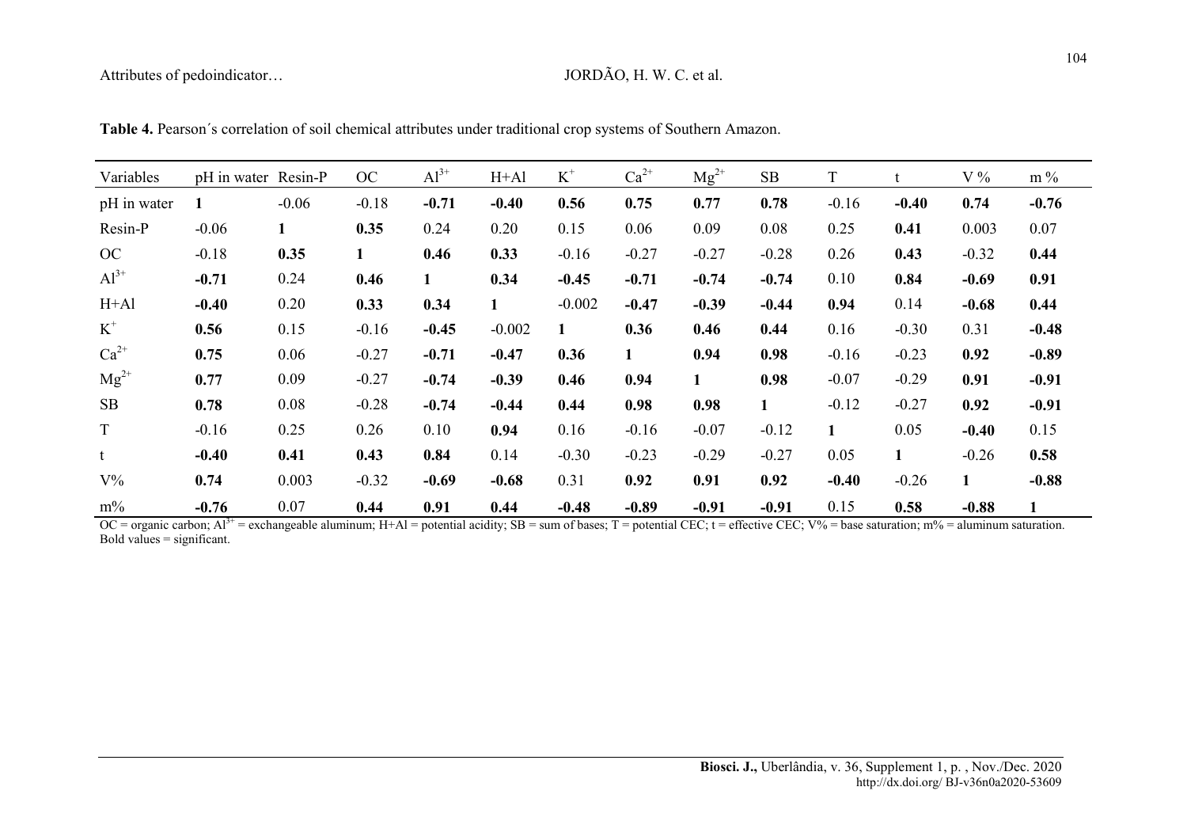**Table 4.** Pearson´s correlation of soil chemical attributes under traditional crop systems of Southern Amazon.

| Variables | pH in water | Resin-P | OC | $Al^{3+}$ | H+Al | $K^{+}$ | $Ca^{2+}$ | $Mg^{2+}$ | SB | T | t | V % | m % |
|---|---|---|---|---|---|---|---|---|---|---|---|---|---|
| pH in water | **1** | -0.06 | -0.18 | **-0.71** | **-0.40** | **0.56** | **0.75** | **0.77** | **0.78** | -0.16 | **-0.40** | **0.74** | **-0.76** |
| Resin-P | -0.06 | **1** | **0.35** | 0.24 | 0.20 | 0.15 | 0.06 | 0.09 | 0.08 | 0.25 | **0.41** | 0.003 | 0.07 |
| OC | -0.18 | **0.35** | **1** | **0.46** | **0.33** | -0.16 | -0.27 | -0.27 | -0.28 | 0.26 | **0.43** | -0.32 | **0.44** |
| $Al^{3+}$ | **-0.71** | 0.24 | **0.46** | **1** | **0.34** | **-0.45** | **-0.71** | **-0.74** | **-0.74** | 0.10 | **0.84** | **-0.69** | **0.91** |
| H+Al | **-0.40** | 0.20 | **0.33** | **0.34** | **1** | -0.002 | **-0.47** | **-0.39** | **-0.44** | **0.94** | 0.14 | **-0.68** | **0.44** |
| $K^{+}$ | **0.56** | 0.15 | -0.16 | **-0.45** | -0.002 | **1** | **0.36** | **0.46** | **0.44** | 0.16 | -0.30 | 0.31 | **-0.48** |
| $Ca^{2+}$ | **0.75** | 0.06 | -0.27 | **-0.71** | **-0.47** | **0.36** | **1** | **0.94** | **0.98** | -0.16 | -0.23 | **0.92** | **-0.89** |
| $Mg^{2+}$ | **0.77** | 0.09 | -0.27 | **-0.74** | **-0.39** | **0.46** | **0.94** | **1** | **0.98** | -0.07 | -0.29 | **0.91** | **-0.91** |
| SB | **0.78** | 0.08 | -0.28 | **-0.74** | **-0.44** | **0.44** | **0.98** | **0.98** | **1** | -0.12 | -0.27 | **0.92** | **-0.91** |
| T | -0.16 | 0.25 | 0.26 | 0.10 | **0.94** | 0.16 | -0.16 | -0.07 | -0.12 | **1** | 0.05 | **-0.40** | 0.15 |
| t | **-0.40** | **0.41** | **0.43** | **0.84** | 0.14 | -0.30 | -0.23 | -0.29 | -0.27 | 0.05 | **1** | -0.26 | **0.58** |
| V% | **0.74** | 0.003 | -0.32 | **-0.69** | **-0.68** | 0.31 | **0.92** | **0.91** | **0.92** | **-0.40** | -0.26 | **1** | **-0.88** |
| m% | **-0.76** | 0.07 | **0.44** | **0.91** | **0.44** | **-0.48** | **-0.89** | **-0.91** | **-0.91** | 0.15 | **0.58** | **-0.88** | **1** |

OC = organic carbon; $Al^{3+}$ = exchangeable aluminum; H+Al = potential acidity; SB = sum of bases; T = potential CEC; t = effective CEC; V% = base saturation; m% = aluminum saturation. Bold values = significant.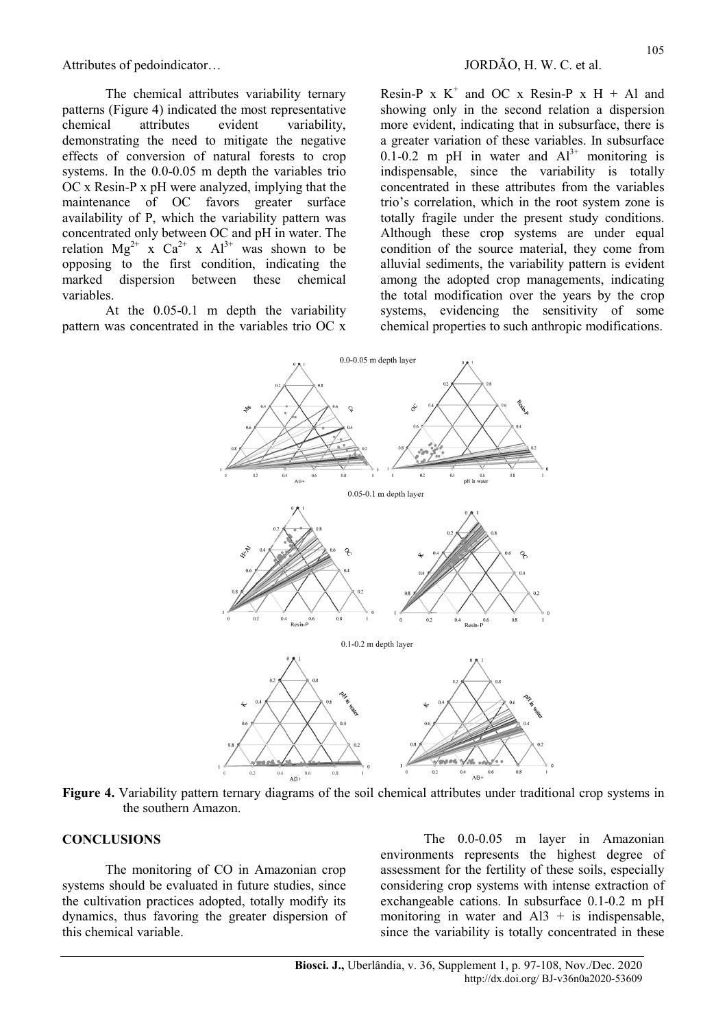The chemical attributes variability ternary patterns (Figure 4) indicated the most representative chemical attributes evident variability, demonstrating the need to mitigate the negative effects of conversion of natural forests to crop systems. In the 0.0-0.05 m depth the variables trio OC x Resin-P x pH were analyzed, implying that the maintenance of OC favors greater surface availability of P, which the variability pattern was concentrated only between OC and pH in water. The relation $Mg^{2+}$ x $Ca^{2+}$ x $Al^{3+}$ was shown to be opposing to the first condition, indicating the marked dispersion between these chemical variables.

At the 0.05-0.1 m depth the variability pattern was concentrated in the variables trio OC x Resin-P x $K^{+}$ and OC x Resin-P x H + Al and showing only in the second relation a dispersion more evident, indicating that in subsurface, there is a greater variation of these variables. In subsurface 0.1-0.2 m pH in water and $Al^{3+}$ monitoring is indispensable, since the variability is totally concentrated in these attributes from the variables trio's correlation, which in the root system zone is totally fragile under the present study conditions. Although these crop systems are under equal condition of the source material, they come from alluvial sediments, the variability pattern is evident among the adopted crop managements, indicating the total modification over the years by the crop systems, evidencing the sensitivity of some chemical properties to such anthropic modifications.

**Figure 4.** Variability pattern ternary diagrams of the soil chemical attributes under traditional crop systems in the southern Amazon.

## CONCLUSIONS

The monitoring of CO in Amazonian crop systems should be evaluated in future studies, since the cultivation practices adopted, totally modify its dynamics, thus favoring the greater dispersion of this chemical variable.

The 0.0-0.05 m layer in Amazonian environments represents the highest degree of assessment for the fertility of these soils, especially considering crop systems with intense extraction of exchangeable cations. In subsurface 0.1-0.2 m pH monitoring in water and Al3 + is indispensable, since the variability is totally concentrated in these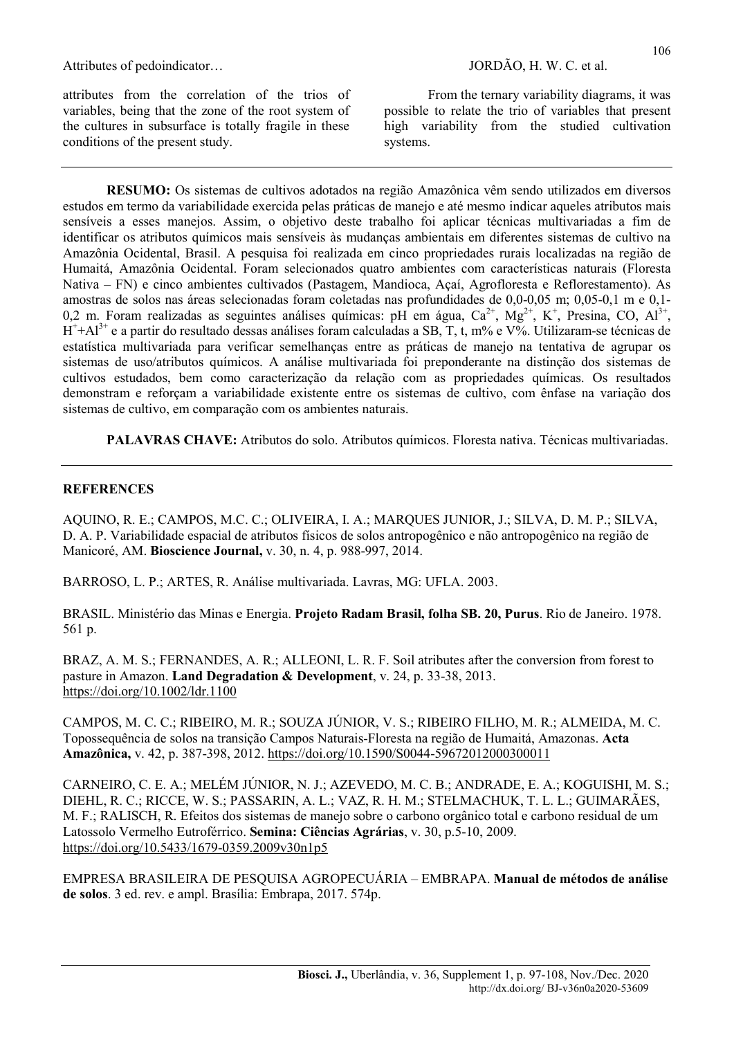attributes from the correlation of the trios of variables, being that the zone of the root system of the cultures in subsurface is totally fragile in these conditions of the present study.

From the ternary variability diagrams, it was possible to relate the trio of variables that present high variability from the studied cultivation systems.

**RESUMO:** Os sistemas de cultivos adotados na região Amazônica vêm sendo utilizados em diversos estudos em termo da variabilidade exercida pelas práticas de manejo e até mesmo indicar aqueles atributos mais sensíveis a esses manejos. Assim, o objetivo deste trabalho foi aplicar técnicas multivariadas a fim de identificar os atributos químicos mais sensíveis às mudanças ambientais em diferentes sistemas de cultivo na Amazônia Ocidental, Brasil. A pesquisa foi realizada em cinco propriedades rurais localizadas na região de Humaitá, Amazônia Ocidental. Foram selecionados quatro ambientes com características naturais (Floresta Nativa – FN) e cinco ambientes cultivados (Pastagem, Mandioca, Açaí, Agrofloresta e Reflorestamento). As amostras de solos nas áreas selecionadas foram coletadas nas profundidades de 0,0-0,05 m; 0,05-0,1 m e 0,1-0,2 m. Foram realizadas as seguintes análises químicas: pH em água, $Ca^{2+}$, $Mg^{2+}$, $K^{+}$, Presina, CO, $Al^{3+}$, $H^{+}+Al^{3+}$ e a partir do resultado dessas análises foram calculadas a SB, T, t, m% e V%. Utilizaram-se técnicas de estatística multivariada para verificar semelhanças entre as práticas de manejo na tentativa de agrupar os sistemas de uso/atributos químicos. A análise multivariada foi preponderante na distinção dos sistemas de cultivos estudados, bem como caracterização da relação com as propriedades químicas. Os resultados demonstram e reforçam a variabilidade existente entre os sistemas de cultivo, com ênfase na variação dos sistemas de cultivo, em comparação com os ambientes naturais.

**PALAVRAS CHAVE:** Atributos do solo. Atributos químicos. Floresta nativa. Técnicas multivariadas.

## REFERENCES

AQUINO, R. E.; CAMPOS, M.C. C.; OLIVEIRA, I. A.; MARQUES JUNIOR, J.; SILVA, D. M. P.; SILVA, D. A. P. Variabilidade espacial de atributos físicos de solos antropogênico e não antropogênico na região de Manicoré, AM. **Bioscience Journal,** v. 30, n. 4, p. 988-997, 2014.

BARROSO, L. P.; ARTES, R. Análise multivariada. Lavras, MG: UFLA. 2003.

BRASIL. Ministério das Minas e Energia. **Projeto Radam Brasil, folha SB. 20, Purus**. Rio de Janeiro. 1978. 561 p.

BRAZ, A. M. S.; FERNANDES, A. R.; ALLEONI, L. R. F. Soil atributes after the conversion from forest to pasture in Amazon. **Land Degradation & Development**, v. 24, p. 33-38, 2013. https://doi.org/10.1002/ldr.1100

CAMPOS, M. C. C.; RIBEIRO, M. R.; SOUZA JÚNIOR, V. S.; RIBEIRO FILHO, M. R.; ALMEIDA, M. C. Topossequência de solos na transição Campos Naturais-Floresta na região de Humaitá, Amazonas. **Acta Amazônica,** v. 42, p. 387-398, 2012. https://doi.org/10.1590/S0044-59672012000300011

CARNEIRO, C. E. A.; MELÉM JÚNIOR, N. J.; AZEVEDO, M. C. B.; ANDRADE, E. A.; KOGUISHI, M. S.; DIEHL, R. C.; RICCE, W. S.; PASSARIN, A. L.; VAZ, R. H. M.; STELMACHUK, T. L. L.; GUIMARÃES, M. F.; RALISCH, R. Efeitos dos sistemas de manejo sobre o carbono orgânico total e carbono residual de um Latossolo Vermelho Eutroférrico. **Semina: Ciências Agrárias**, v. 30, p.5-10, 2009. https://doi.org/10.5433/1679-0359.2009v30n1p5

EMPRESA BRASILEIRA DE PESQUISA AGROPECUÁRIA – EMBRAPA. **Manual de métodos de análise de solos**. 3 ed. rev. e ampl. Brasília: Embrapa, 2017. 574p.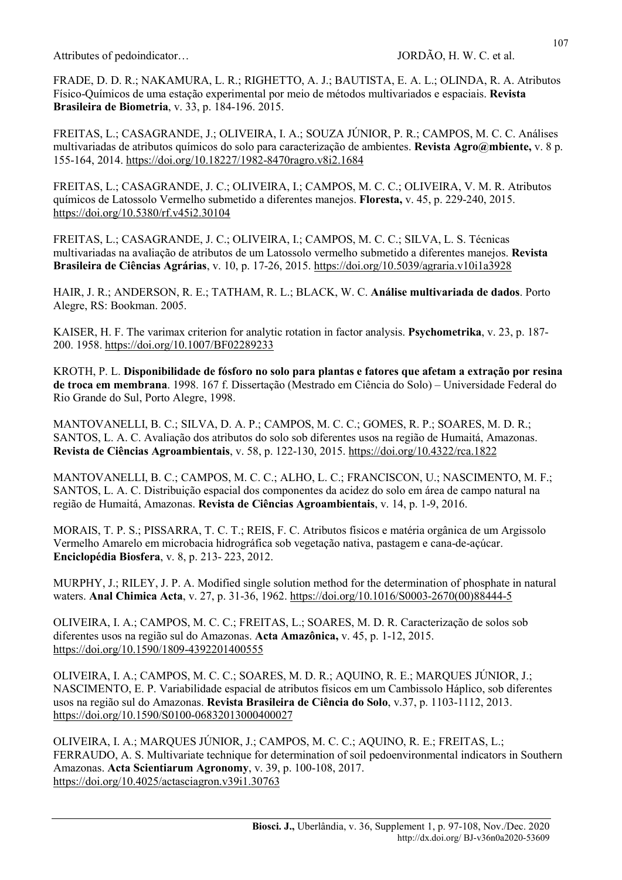FRADE, D. D. R.; NAKAMURA, L. R.; RIGHETTO, A. J.; BAUTISTA, E. A. L.; OLINDA, R. A. Atributos Físico-Químicos de uma estação experimental por meio de métodos multivariados e espaciais. **Revista Brasileira de Biometria**, v. 33, p. 184-196. 2015.

FREITAS, L.; CASAGRANDE, J.; OLIVEIRA, I. A.; SOUZA JÚNIOR, P. R.; CAMPOS, M. C. C. Análises multivariadas de atributos químicos do solo para caracterização de ambientes. **Revista Agro@mbiente,** v. 8 p. 155-164, 2014. https://doi.org/10.18227/1982-8470ragro.v8i2.1684

FREITAS, L.; CASAGRANDE, J. C.; OLIVEIRA, I.; CAMPOS, M. C. C.; OLIVEIRA, V. M. R. Atributos químicos de Latossolo Vermelho submetido a diferentes manejos. **Floresta,** v. 45, p. 229-240, 2015. https://doi.org/10.5380/rf.v45i2.30104

FREITAS, L.; CASAGRANDE, J. C.; OLIVEIRA, I.; CAMPOS, M. C. C.; SILVA, L. S. Técnicas multivariadas na avaliação de atributos de um Latossolo vermelho submetido a diferentes manejos. **Revista Brasileira de Ciências Agrárias**, v. 10, p. 17-26, 2015. https://doi.org/10.5039/agraria.v10i1a3928

HAIR, J. R.; ANDERSON, R. E.; TATHAM, R. L.; BLACK, W. C. **Análise multivariada de dados**. Porto Alegre, RS: Bookman. 2005.

KAISER, H. F. The varimax criterion for analytic rotation in factor analysis. **Psychometrika**, v. 23, p. 187-200. 1958. https://doi.org/10.1007/BF02289233

KROTH, P. L. **Disponibilidade de fósforo no solo para plantas e fatores que afetam a extração por resina de troca em membrana**. 1998. 167 f. Dissertação (Mestrado em Ciência do Solo) – Universidade Federal do Rio Grande do Sul, Porto Alegre, 1998.

MANTOVANELLI, B. C.; SILVA, D. A. P.; CAMPOS, M. C. C.; GOMES, R. P.; SOARES, M. D. R.; SANTOS, L. A. C. Avaliação dos atributos do solo sob diferentes usos na região de Humaitá, Amazonas. **Revista de Ciências Agroambientais**, v. 58, p. 122-130, 2015. https://doi.org/10.4322/rca.1822

MANTOVANELLI, B. C.; CAMPOS, M. C. C.; ALHO, L. C.; FRANCISCON, U.; NASCIMENTO, M. F.; SANTOS, L. A. C. Distribuição espacial dos componentes da acidez do solo em área de campo natural na região de Humaitá, Amazonas. **Revista de Ciências Agroambientais**, v. 14, p. 1-9, 2016.

MORAIS, T. P. S.; PISSARRA, T. C. T.; REIS, F. C. Atributos físicos e matéria orgânica de um Argissolo Vermelho Amarelo em microbacia hidrográfica sob vegetação nativa, pastagem e cana-de-açúcar. **Enciclopédia Biosfera**, v. 8, p. 213- 223, 2012.

MURPHY, J.; RILEY, J. P. A. Modified single solution method for the determination of phosphate in natural waters. **Anal Chimica Acta**, v. 27, p. 31-36, 1962. https://doi.org/10.1016/S0003-2670(00)88444-5

OLIVEIRA, I. A.; CAMPOS, M. C. C.; FREITAS, L.; SOARES, M. D. R. Caracterização de solos sob diferentes usos na região sul do Amazonas. **Acta Amazônica,** v. 45, p. 1-12, 2015. https://doi.org/10.1590/1809-4392201400555

OLIVEIRA, I. A.; CAMPOS, M. C. C.; SOARES, M. D. R.; AQUINO, R. E.; MARQUES JÚNIOR, J.; NASCIMENTO, E. P. Variabilidade espacial de atributos físicos em um Cambissolo Háplico, sob diferentes usos na região sul do Amazonas. **Revista Brasileira de Ciência do Solo**, v.37, p. 1103-1112, 2013. https://doi.org/10.1590/S0100-06832013000400027

OLIVEIRA, I. A.; MARQUES JÚNIOR, J.; CAMPOS, M. C. C.; AQUINO, R. E.; FREITAS, L.; FERRAUDO, A. S. Multivariate technique for determination of soil pedoenvironmental indicators in Southern Amazonas. **Acta Scientiarum Agronomy**, v. 39, p. 100-108, 2017. https://doi.org/10.4025/actasciagron.v39i1.30763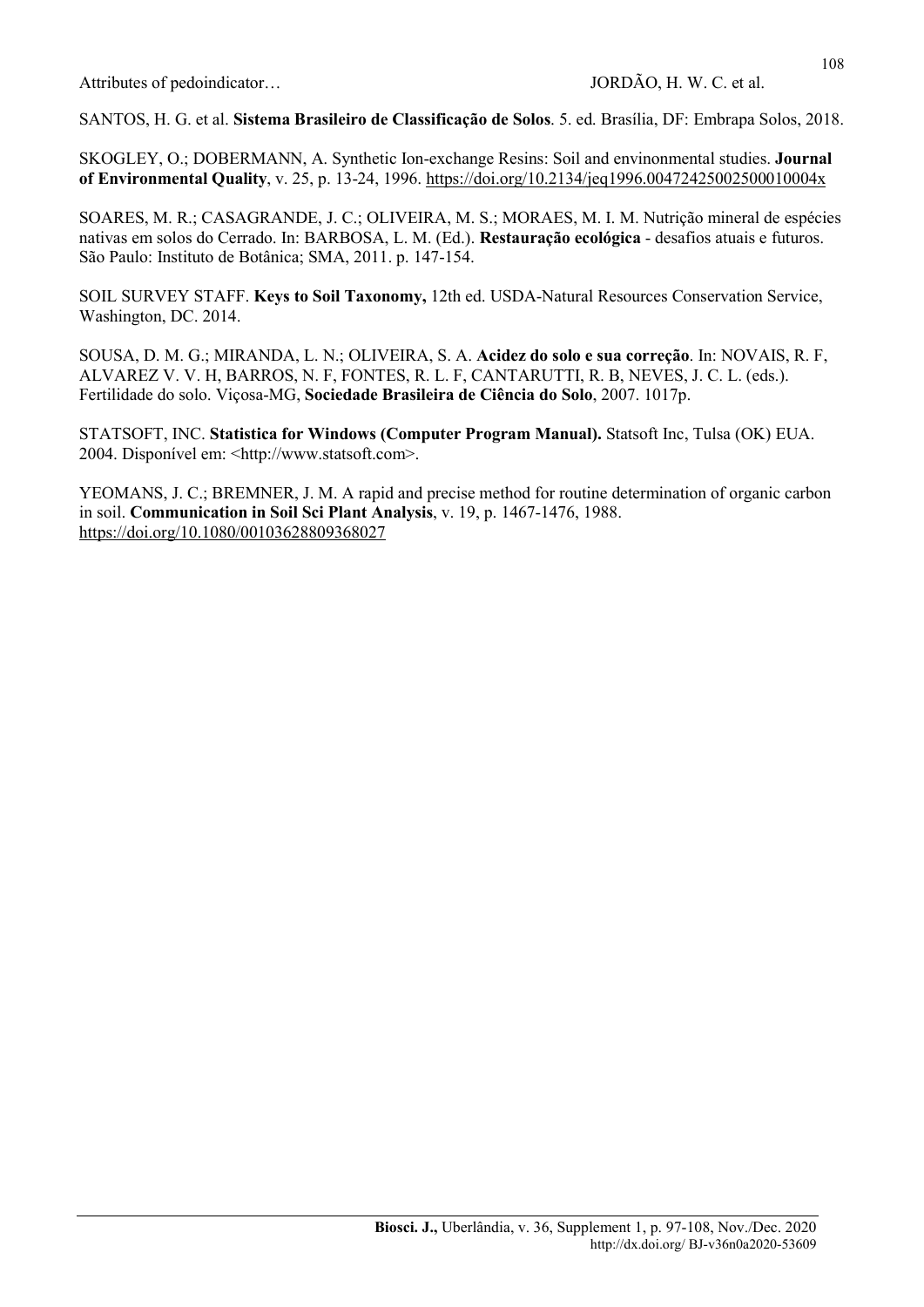SANTOS, H. G. et al. **Sistema Brasileiro de Classificação de Solos**. 5. ed. Brasília, DF: Embrapa Solos, 2018.

SKOGLEY, O.; DOBERMANN, A. Synthetic Ion-exchange Resins: Soil and envinonmental studies. **Journal of Environmental Quality**, v. 25, p. 13-24, 1996. https://doi.org/10.2134/jeq1996.00472425002500010004x

SOARES, M. R.; CASAGRANDE, J. C.; OLIVEIRA, M. S.; MORAES, M. I. M. Nutrição mineral de espécies nativas em solos do Cerrado. In: BARBOSA, L. M. (Ed.). **Restauração ecológica** - desafios atuais e futuros. São Paulo: Instituto de Botânica; SMA, 2011. p. 147-154.

SOIL SURVEY STAFF. **Keys to Soil Taxonomy,** 12th ed. USDA-Natural Resources Conservation Service, Washington, DC. 2014.

SOUSA, D. M. G.; MIRANDA, L. N.; OLIVEIRA, S. A. **Acidez do solo e sua correção**. In: NOVAIS, R. F, ALVAREZ V. V. H, BARROS, N. F, FONTES, R. L. F, CANTARUTTI, R. B, NEVES, J. C. L. (eds.). Fertilidade do solo. Viçosa-MG, **Sociedade Brasileira de Ciência do Solo**, 2007. 1017p.

STATSOFT, INC. **Statistica for Windows (Computer Program Manual).** Statsoft Inc, Tulsa (OK) EUA. 2004. Disponível em: <http://www.statsoft.com>.

YEOMANS, J. C.; BREMNER, J. M. A rapid and precise method for routine determination of organic carbon in soil. **Communication in Soil Sci Plant Analysis**, v. 19, p. 1467-1476, 1988. https://doi.org/10.1080/00103628809368027